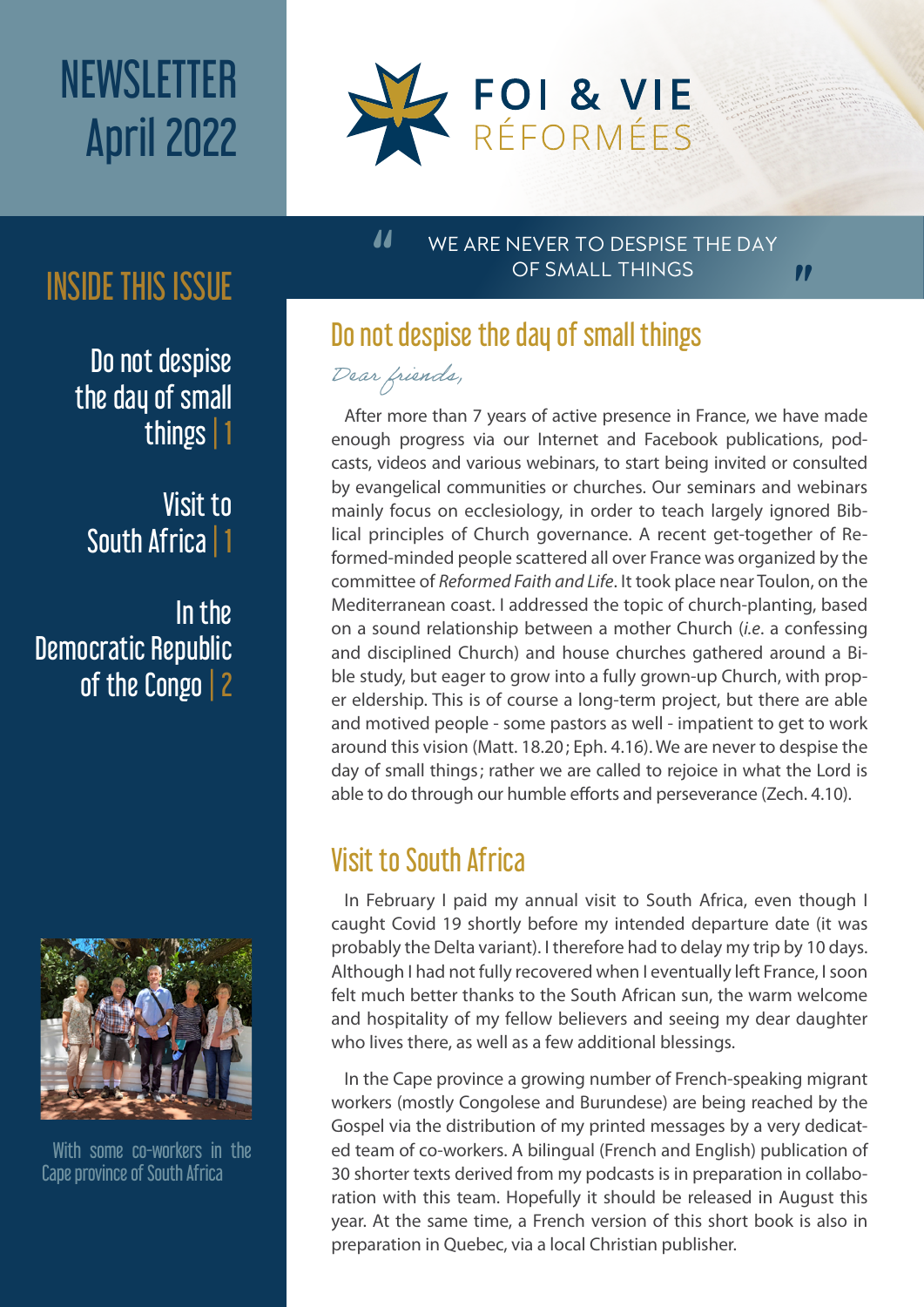# NEWSLETTER April 2022

**FOI & VIE RÉFORMÉES**

## INSIDE THIS ISSUE

Do not despise the day of small things | 1

Visit to South Africa | 1

In the Democratic Republic of the Congo | 2

With some co-workers in the Cape province of South Africa

> " WE ARE NEVER TO DESPISE THE DAY OF SMALL THINGS "

## Do not despise the day of small things

*Dear friends,*

After more than 7 years of active presence in France, we have made enough progress via our Internet and Facebook publications, podcasts, videos and various webinars, to start being invited or consulted by evangelical communities or churches. Our seminars and webinars mainly focus on ecclesiology, in order to teach largely ignored Biblical principles of Church governance. A recent get-together of Reformed-minded people scattered all over France was organized by the committee of *Reformed Faith and Life*. It took place near Toulon, on the Mediterranean coast. I addressed the topic of church-planting, based on a sound relationship between a mother Church (*i.e.* a confessing and disciplined Church) and house churches gathered around a Bible study, but eager to grow into a fully grown-up Church, with proper eldership. This is of course a long-term project, but there are able and motived people - some pastors as well - impatient to get to work around this vision (Matt. 18.20; Eph. 4.16). We are never to despise the day of small things; rather we are called to rejoice in what the Lord is able to do through our humble efforts and perseverance (Zech. 4.10).

## Visit to South Africa

In February I paid my annual visit to South Africa, even though I caught Covid 19 shortly before my intended departure date (it was probably the Delta variant). I therefore had to delay my trip by 10 days. Although I had not fully recovered when I eventually left France, I soon felt much better thanks to the South African sun, the warm welcome and hospitality of my fellow believers and seeing my dear daughter who lives there, as well as a few additional blessings.

In the Cape province a growing number of French-speaking migrant workers (mostly Congolese and Burundese) are being reached by the Gospel via the distribution of my printed messages by a very dedicated team of co-workers. A bilingual (French and English) publication of 30 shorter texts derived from my podcasts is in preparation in collaboration with this team. Hopefully it should be released in August this year. At the same time, a French version of this short book is also in preparation in Quebec, via a local Christian publisher.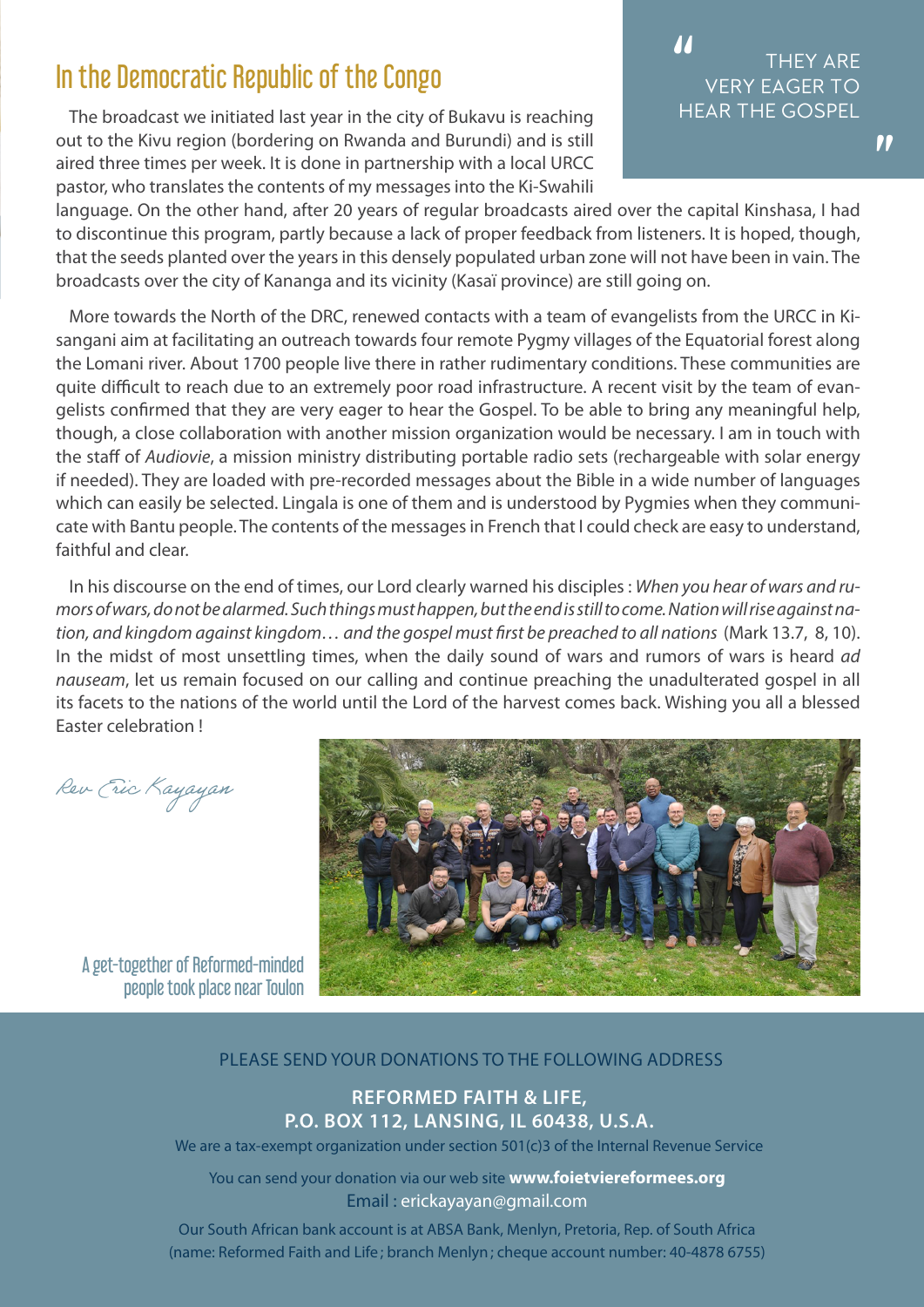## In the Democratic Republic of the Congo

> "THEY ARE VERY EAGER TO HEAR THE GOSPEL"

The broadcast we initiated last year in the city of Bukavu is reaching out to the Kivu region (bordering on Rwanda and Burundi) and is still aired three times per week. It is done in partnership with a local URCC pastor, who translates the contents of my messages into the Ki-Swahili language. On the other hand, after 20 years of regular broadcasts aired over the capital Kinshasa, I had to discontinue this program, partly because a lack of proper feedback from listeners. It is hoped, though, that the seeds planted over the years in this densely populated urban zone will not have been in vain. The broadcasts over the city of Kananga and its vicinity (Kasaï province) are still going on.

More towards the North of the DRC, renewed contacts with a team of evangelists from the URCC in Kisangani aim at facilitating an outreach towards four remote Pygmy villages of the Equatorial forest along the Lomani river. About 1700 people live there in rather rudimentary conditions. These communities are quite difficult to reach due to an extremely poor road infrastructure. A recent visit by the team of evangelists confirmed that they are very eager to hear the Gospel. To be able to bring any meaningful help, though, a close collaboration with another mission organization would be necessary. I am in touch with the staff of *Audiovie*, a mission ministry distributing portable radio sets (rechargeable with solar energy if needed). They are loaded with pre-recorded messages about the Bible in a wide number of languages which can easily be selected. Lingala is one of them and is understood by Pygmies when they communicate with Bantu people. The contents of the messages in French that I could check are easy to understand, faithful and clear.

In his discourse on the end of times, our Lord clearly warned his disciples : *When you hear of wars and rumors of wars, do not be alarmed. Such things must happen, but the end is still to come. Nation will rise against nation, and kingdom against kingdom… and the gospel must first be preached to all nations* (Mark 13.7, 8, 10). In the midst of most unsettling times, when the daily sound of wars and rumors of wars is heard *ad nauseam*, let us remain focused on our calling and continue preaching the unadulterated gospel in all its facets to the nations of the world until the Lord of the harvest comes back. Wishing you all a blessed Easter celebration !

*Rev Eric Kayayan*

A get-together of Reformed-minded people took place near Toulon

PLEASE SEND YOUR DONATIONS TO THE FOLLOWING ADDRESS

**REFORMED FAITH & LIFE,**
**P.O. BOX 112, LANSING, IL 60438, U.S.A.**

We are a tax-exempt organization under section 501(c)3 of the Internal Revenue Service

You can send your donation via our web site **www.foietviereformees.org**
Email : erickayayan@gmail.com

Our South African bank account is at ABSA Bank, Menlyn, Pretoria, Rep. of South Africa
(name: Reformed Faith and Life ; branch Menlyn ; cheque account number: 40-4878 6755)